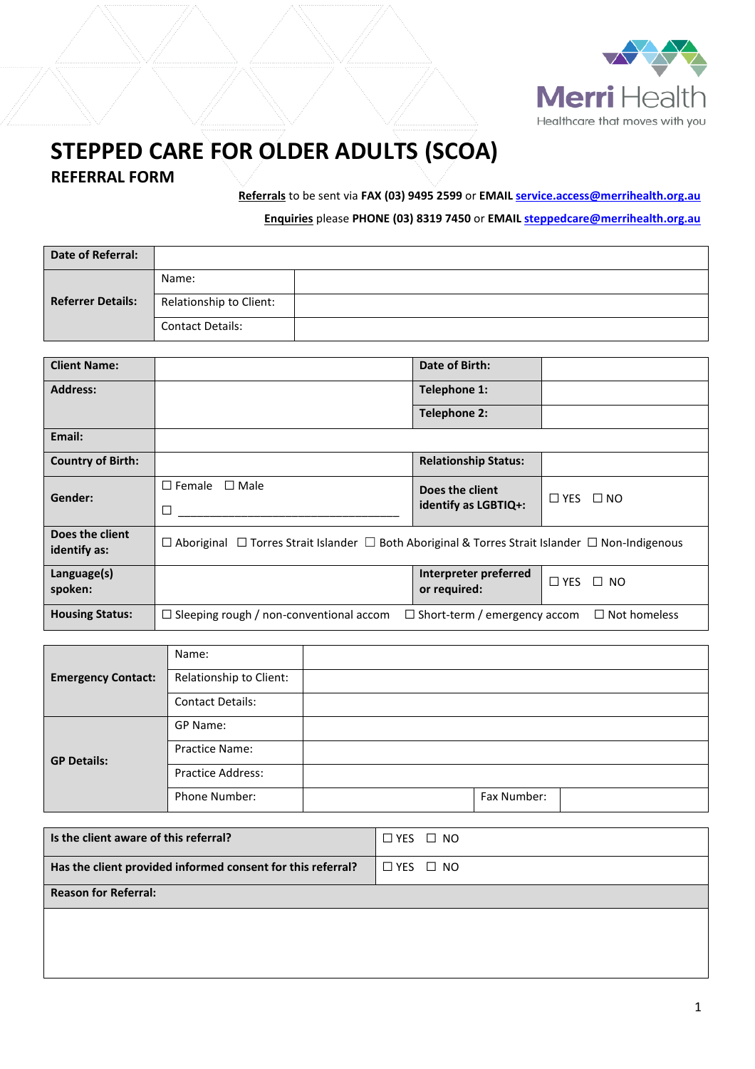Merri Health
Healthcare that moves with you

# STEPPED CARE FOR OLDER ADULTS (SCOA)

## REFERRAL FORM

**Referrals** to be sent via **FAX (03) 9495 2599** or **EMAIL service.access@merrihealth.org.au**

**Enquiries** please **PHONE (03) 8319 7450** or **EMAIL steppedcare@merrihealth.org.au**

| **Date of Referral:** | | |
|---|---|---|
| **Referrer Details:** | Name: | |
| | Relationship to Client: | |
| | Contact Details: | |

| **Client Name:** | | **Date of Birth:** | |
|---|---|---|---|
| **Address:** | | **Telephone 1:** | |
| | | **Telephone 2:** | |
| **Email:** | | | |
| **Country of Birth:** | | **Relationship Status:** | |
| **Gender:** | ☐ Female ☐ Male ☐ ____________________ | **Does the client identify as LGBTIQ+:** | ☐ YES ☐ NO |
| **Does the client identify as:** | ☐ Aboriginal ☐ Torres Strait Islander ☐ Both Aboriginal & Torres Strait Islander ☐ Non-Indigenous | | |
| **Language(s) spoken:** | | **Interpreter preferred or required:** | ☐ YES ☐ NO |
| **Housing Status:** | ☐ Sleeping rough / non-conventional accom ☐ Short-term / emergency accom ☐ Not homeless | | |

| **Emergency Contact:** | Name: | | | |
|---|---|---|---|---|
| | Relationship to Client: | | | |
| | Contact Details: | | | |
| **GP Details:** | GP Name: | | | |
| | Practice Name: | | | |
| | Practice Address: | | | |
| | Phone Number: | | Fax Number: | |

| **Is the client aware of this referral?** | ☐ YES ☐ NO |
|---|---|
| **Has the client provided informed consent for this referral?** | ☐ YES ☐ NO |
| **Reason for Referral:** | |
| | |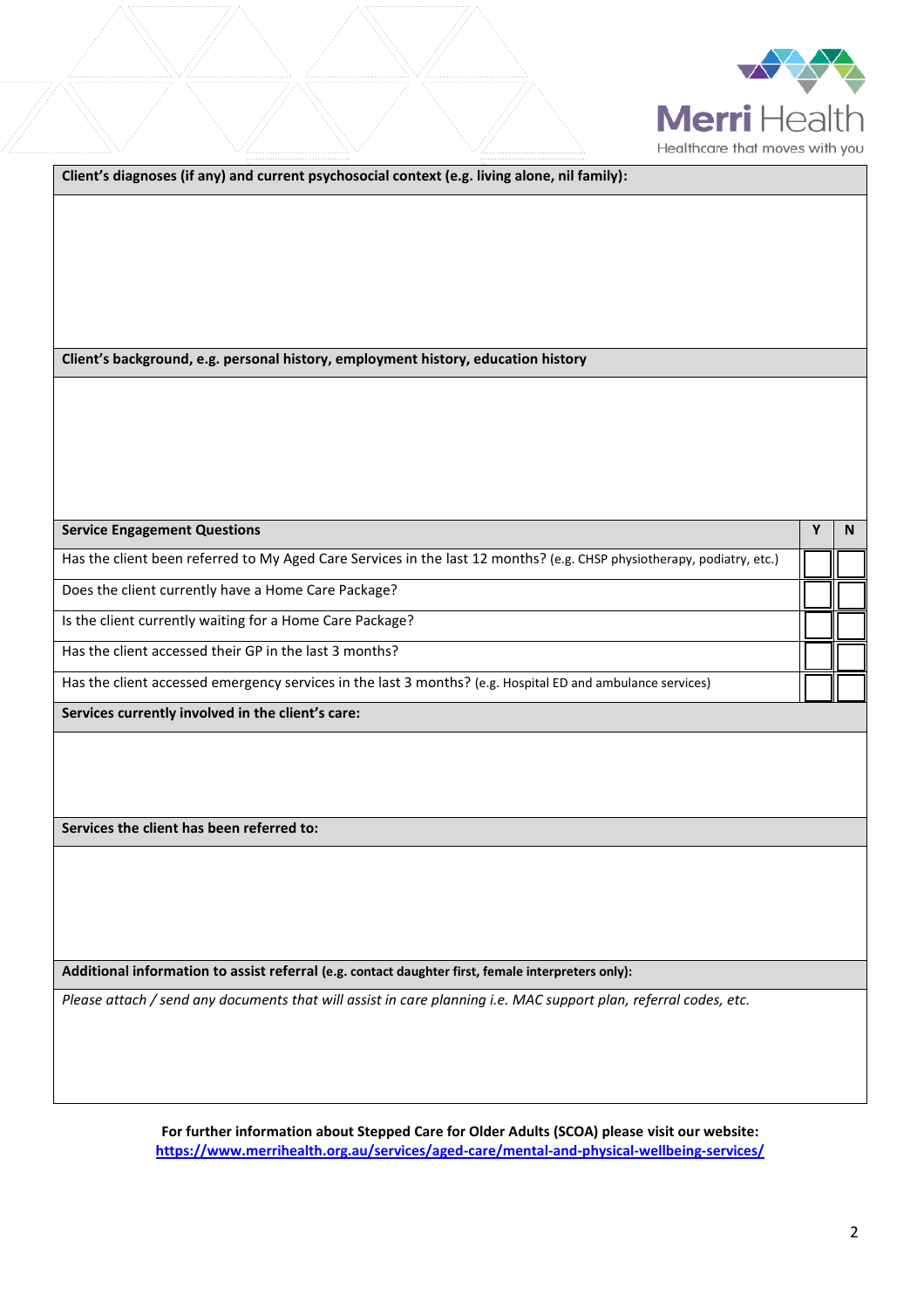**Client's diagnoses (if any) and current psychosocial context (e.g. living alone, nil family):**

**Client's background, e.g. personal history, employment history, education history**

| Service Engagement Questions | Y | N |
|---|---|---|
| Has the client been referred to My Aged Care Services in the last 12 months? (e.g. CHSP physiotherapy, podiatry, etc.) | ☐ | ☐ |
| Does the client currently have a Home Care Package? | ☐ | ☐ |
| Is the client currently waiting for a Home Care Package? | ☐ | ☐ |
| Has the client accessed their GP in the last 3 months? | ☐ | ☐ |
| Has the client accessed emergency services in the last 3 months? (e.g. Hospital ED and ambulance services) | ☐ | ☐ |

**Services currently involved in the client's care:**

**Services the client has been referred to:**

**Additional information to assist referral** (e.g. contact daughter first, female interpreters only):

*Please attach / send any documents that will assist in care planning i.e. MAC support plan, referral codes, etc.*

**For further information about Stepped Care for Older Adults (SCOA) please visit our website:**
**https://www.merrihealth.org.au/services/aged-care/mental-and-physical-wellbeing-services/**